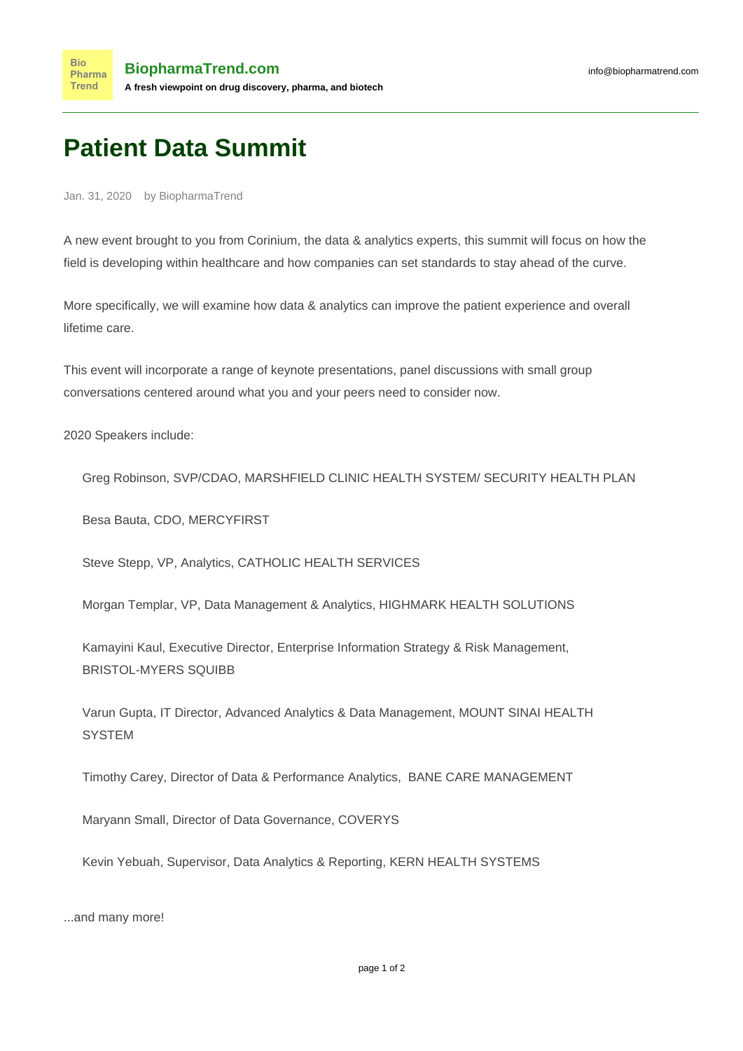# Patient Data Summit

Jan. 31, 2020 by BiopharmaTrend

A new event brought to you from Corinium, the data & analytics experts, this summit will focus on how the field is developing within healthcare and how companies can set standards to stay ahead of the curve.

More specifically, we will examine how data & analytics can improve the patient experience and overall lifetime care.

This event will incorporate a range of keynote presentations, panel discussions with small group conversations centered around what you and your peers need to consider now.

2020 Speakers include:

- Greg Robinson, SVP/CDAO, MARSHFIELD CLINIC HEALTH SYSTEM/ SECURITY HEALTH PLAN
- Besa Bauta, CDO, MERCYFIRST
- Steve Stepp, VP, Analytics, CATHOLIC HEALTH SERVICES
- Morgan Templar, VP, Data Management & Analytics, HIGHMARK HEALTH SOLUTIONS
- Kamayini Kaul, Executive Director, Enterprise Information Strategy & Risk Management, BRISTOL-MYERS SQUIBB
- Varun Gupta, IT Director, Advanced Analytics & Data Management, MOUNT SINAI HEALTH SYSTEM
- Timothy Carey, Director of Data & Performance Analytics, BANE CARE MANAGEMENT
- Maryann Small, Director of Data Governance, COVERYS
- Kevin Yebuah, Supervisor, Data Analytics & Reporting, KERN HEALTH SYSTEMS

...and many more!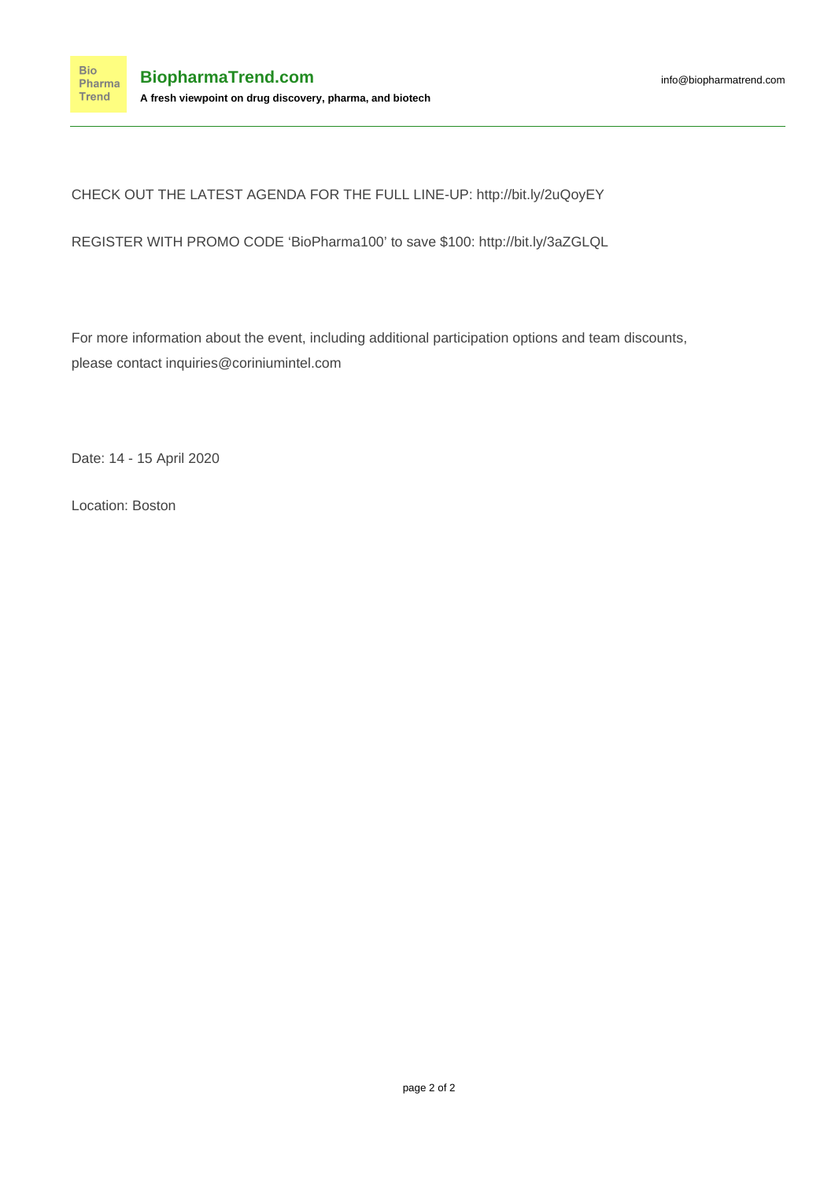CHECK OUT THE LATEST AGENDA FOR THE FULL LINE-UP: http://bit.ly/2uQoyEY

REGISTER WITH PROMO CODE 'BioPharma100' to save $100: http://bit.ly/3aZGLQL

For more information about the event, including additional participation options and team discounts, please contact inquiries@coriniumintel.com

Date: 14 - 15 April 2020

Location: Boston